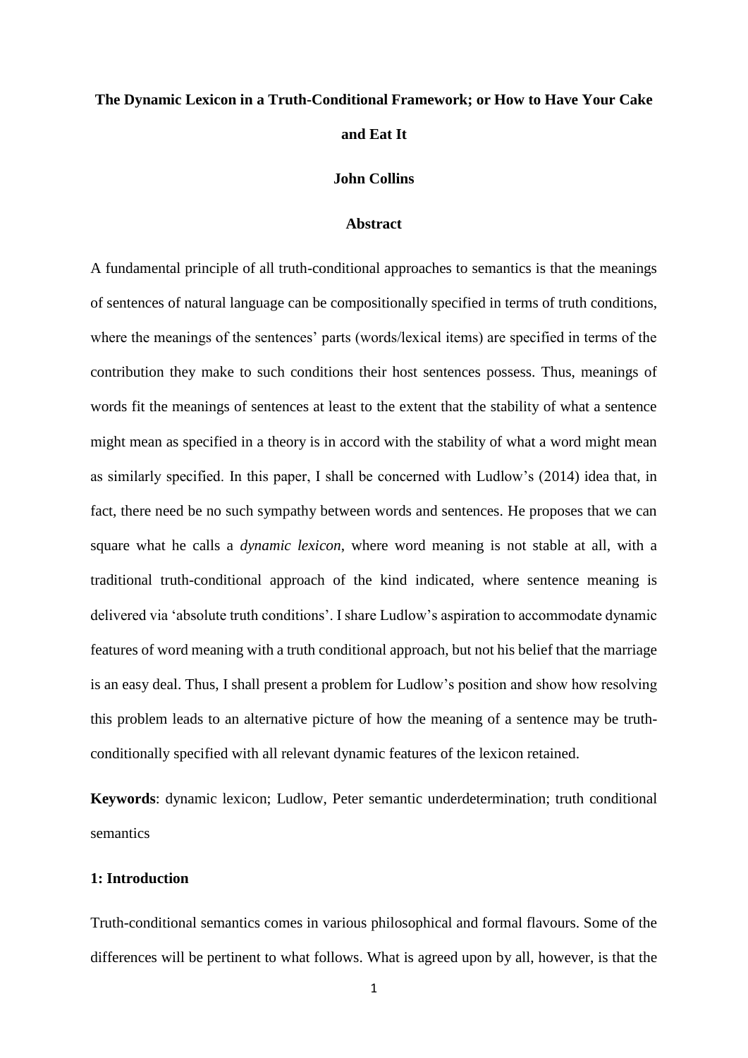# The Dynamic Lexicon in a Truth-Conditional Framework; or How to Have Your Cake and Eat It

**John Collins**

**Abstract**

A fundamental principle of all truth-conditional approaches to semantics is that the meanings of sentences of natural language can be compositionally specified in terms of truth conditions, where the meanings of the sentences' parts (words/lexical items) are specified in terms of the contribution they make to such conditions their host sentences possess. Thus, meanings of words fit the meanings of sentences at least to the extent that the stability of what a sentence might mean as specified in a theory is in accord with the stability of what a word might mean as similarly specified. In this paper, I shall be concerned with Ludlow's (2014) idea that, in fact, there need be no such sympathy between words and sentences. He proposes that we can square what he calls a *dynamic lexicon*, where word meaning is not stable at all, with a traditional truth-conditional approach of the kind indicated, where sentence meaning is delivered via 'absolute truth conditions'. I share Ludlow's aspiration to accommodate dynamic features of word meaning with a truth conditional approach, but not his belief that the marriage is an easy deal. Thus, I shall present a problem for Ludlow's position and show how resolving this problem leads to an alternative picture of how the meaning of a sentence may be truth-conditionally specified with all relevant dynamic features of the lexicon retained.

**Keywords**: dynamic lexicon; Ludlow, Peter semantic underdetermination; truth conditional semantics

## 1: Introduction

Truth-conditional semantics comes in various philosophical and formal flavours. Some of the differences will be pertinent to what follows. What is agreed upon by all, however, is that the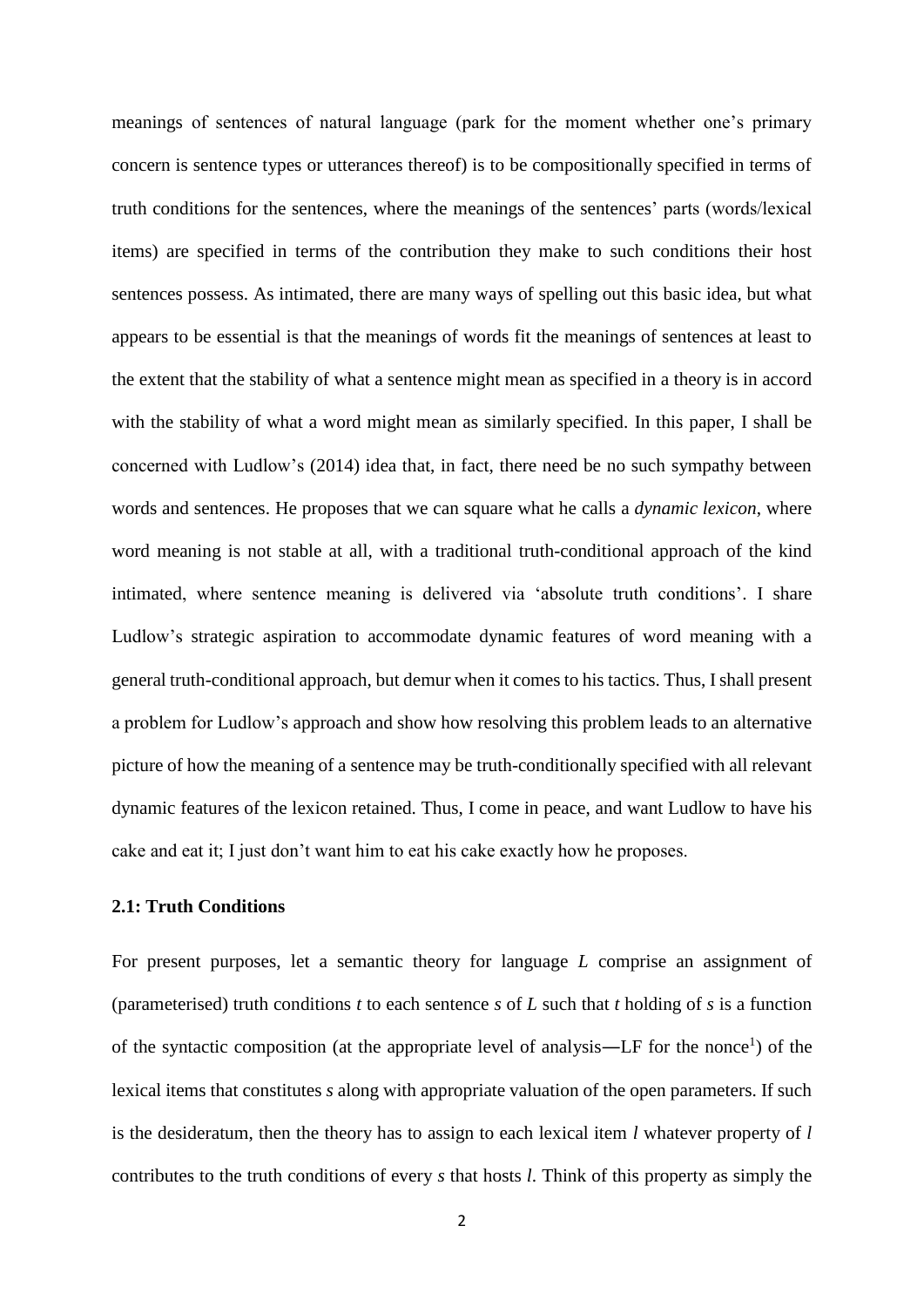meanings of sentences of natural language (park for the moment whether one's primary concern is sentence types or utterances thereof) is to be compositionally specified in terms of truth conditions for the sentences, where the meanings of the sentences' parts (words/lexical items) are specified in terms of the contribution they make to such conditions their host sentences possess. As intimated, there are many ways of spelling out this basic idea, but what appears to be essential is that the meanings of words fit the meanings of sentences at least to the extent that the stability of what a sentence might mean as specified in a theory is in accord with the stability of what a word might mean as similarly specified. In this paper, I shall be concerned with Ludlow's (2014) idea that, in fact, there need be no such sympathy between words and sentences. He proposes that we can square what he calls a *dynamic lexicon*, where word meaning is not stable at all, with a traditional truth-conditional approach of the kind intimated, where sentence meaning is delivered via 'absolute truth conditions'. I share Ludlow's strategic aspiration to accommodate dynamic features of word meaning with a general truth-conditional approach, but demur when it comes to his tactics. Thus, I shall present a problem for Ludlow's approach and show how resolving this problem leads to an alternative picture of how the meaning of a sentence may be truth-conditionally specified with all relevant dynamic features of the lexicon retained. Thus, I come in peace, and want Ludlow to have his cake and eat it; I just don't want him to eat his cake exactly how he proposes.

## 2.1: Truth Conditions

For present purposes, let a semantic theory for language *L* comprise an assignment of (parameterised) truth conditions *t* to each sentence *s* of *L* such that *t* holding of *s* is a function of the syntactic composition (at the appropriate level of analysis—LF for the nonce[1]) of the lexical items that constitutes *s* along with appropriate valuation of the open parameters. If such is the desideratum, then the theory has to assign to each lexical item *l* whatever property of *l* contributes to the truth conditions of every *s* that hosts *l*. Think of this property as simply the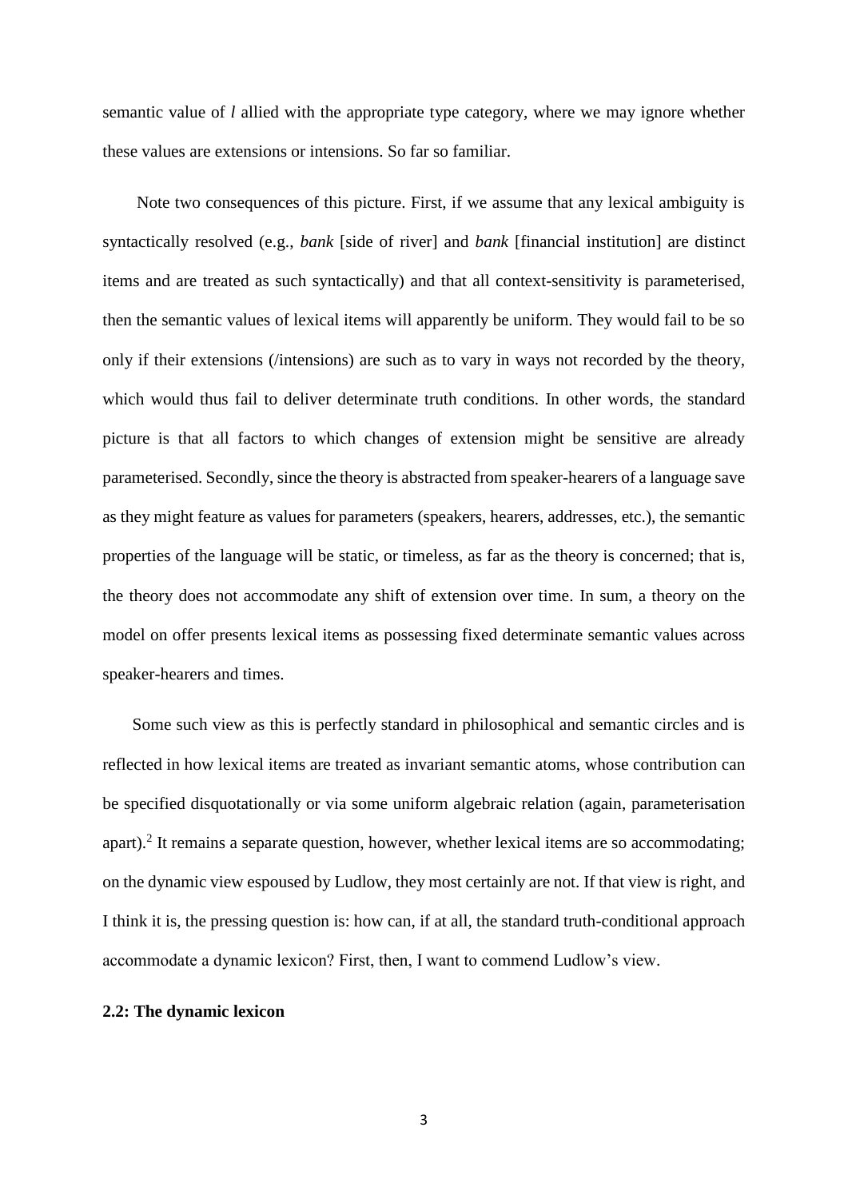semantic value of *l* allied with the appropriate type category, where we may ignore whether these values are extensions or intensions. So far so familiar.

Note two consequences of this picture. First, if we assume that any lexical ambiguity is syntactically resolved (e.g., *bank* [side of river] and *bank* [financial institution] are distinct items and are treated as such syntactically) and that all context-sensitivity is parameterised, then the semantic values of lexical items will apparently be uniform. They would fail to be so only if their extensions (/intensions) are such as to vary in ways not recorded by the theory, which would thus fail to deliver determinate truth conditions. In other words, the standard picture is that all factors to which changes of extension might be sensitive are already parameterised. Secondly, since the theory is abstracted from speaker-hearers of a language save as they might feature as values for parameters (speakers, hearers, addresses, etc.), the semantic properties of the language will be static, or timeless, as far as the theory is concerned; that is, the theory does not accommodate any shift of extension over time. In sum, a theory on the model on offer presents lexical items as possessing fixed determinate semantic values across speaker-hearers and times.

Some such view as this is perfectly standard in philosophical and semantic circles and is reflected in how lexical items are treated as invariant semantic atoms, whose contribution can be specified disquotationally or via some uniform algebraic relation (again, parameterisation apart).[2] It remains a separate question, however, whether lexical items are so accommodating; on the dynamic view espoused by Ludlow, they most certainly are not. If that view is right, and I think it is, the pressing question is: how can, if at all, the standard truth-conditional approach accommodate a dynamic lexicon? First, then, I want to commend Ludlow's view.

## 2.2: The dynamic lexicon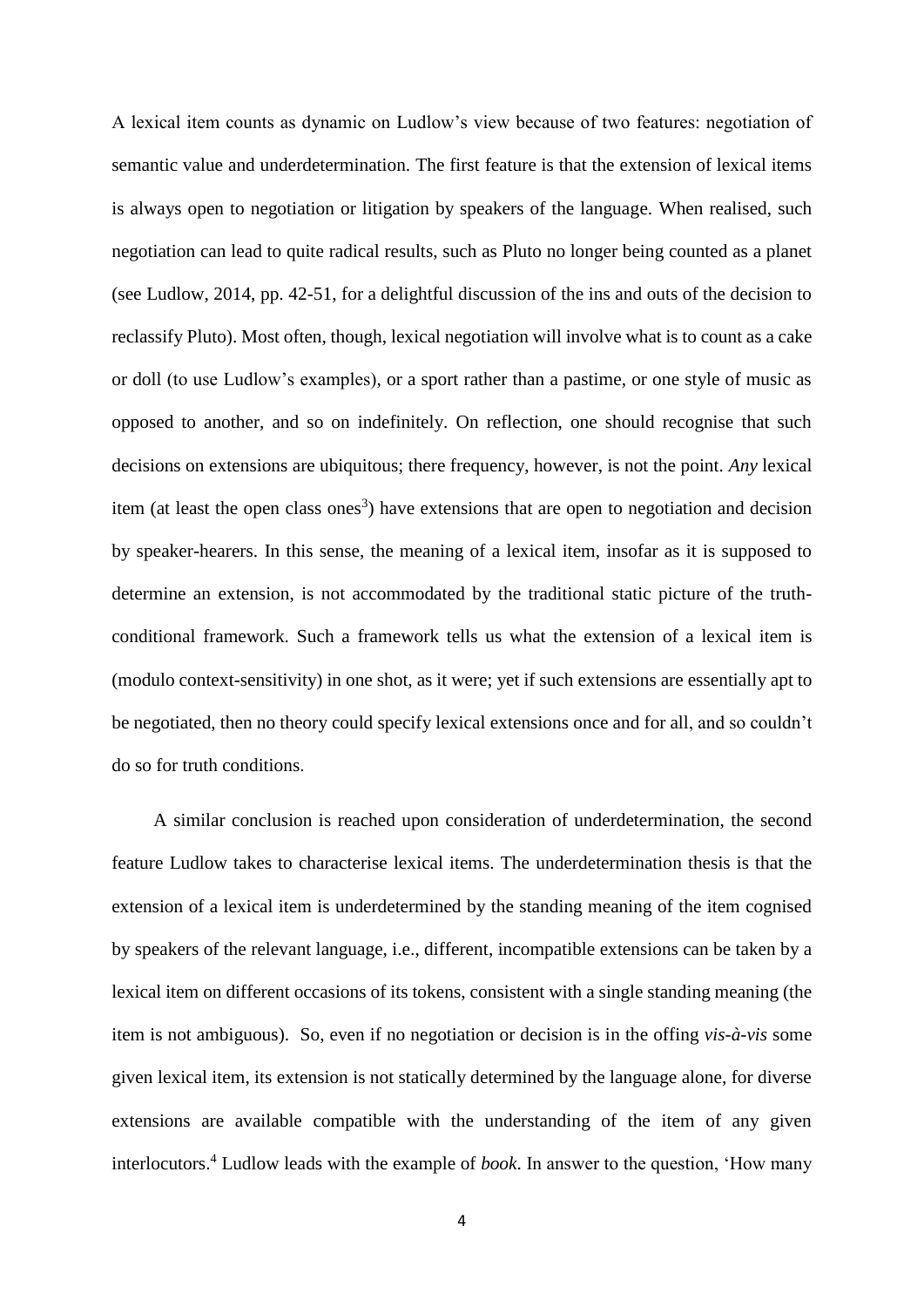A lexical item counts as dynamic on Ludlow's view because of two features: negotiation of semantic value and underdetermination. The first feature is that the extension of lexical items is always open to negotiation or litigation by speakers of the language. When realised, such negotiation can lead to quite radical results, such as Pluto no longer being counted as a planet (see Ludlow, 2014, pp. 42-51, for a delightful discussion of the ins and outs of the decision to reclassify Pluto). Most often, though, lexical negotiation will involve what is to count as a cake or doll (to use Ludlow's examples), or a sport rather than a pastime, or one style of music as opposed to another, and so on indefinitely. On reflection, one should recognise that such decisions on extensions are ubiquitous; there frequency, however, is not the point. *Any* lexical item (at least the open class ones[3]) have extensions that are open to negotiation and decision by speaker-hearers. In this sense, the meaning of a lexical item, insofar as it is supposed to determine an extension, is not accommodated by the traditional static picture of the truth-conditional framework. Such a framework tells us what the extension of a lexical item is (modulo context-sensitivity) in one shot, as it were; yet if such extensions are essentially apt to be negotiated, then no theory could specify lexical extensions once and for all, and so couldn't do so for truth conditions.

A similar conclusion is reached upon consideration of underdetermination, the second feature Ludlow takes to characterise lexical items. The underdetermination thesis is that the extension of a lexical item is underdetermined by the standing meaning of the item cognised by speakers of the relevant language, i.e., different, incompatible extensions can be taken by a lexical item on different occasions of its tokens, consistent with a single standing meaning (the item is not ambiguous). So, even if no negotiation or decision is in the offing *vis-à-vis* some given lexical item, its extension is not statically determined by the language alone, for diverse extensions are available compatible with the understanding of the item of any given interlocutors.[4] Ludlow leads with the example of *book*. In answer to the question, 'How many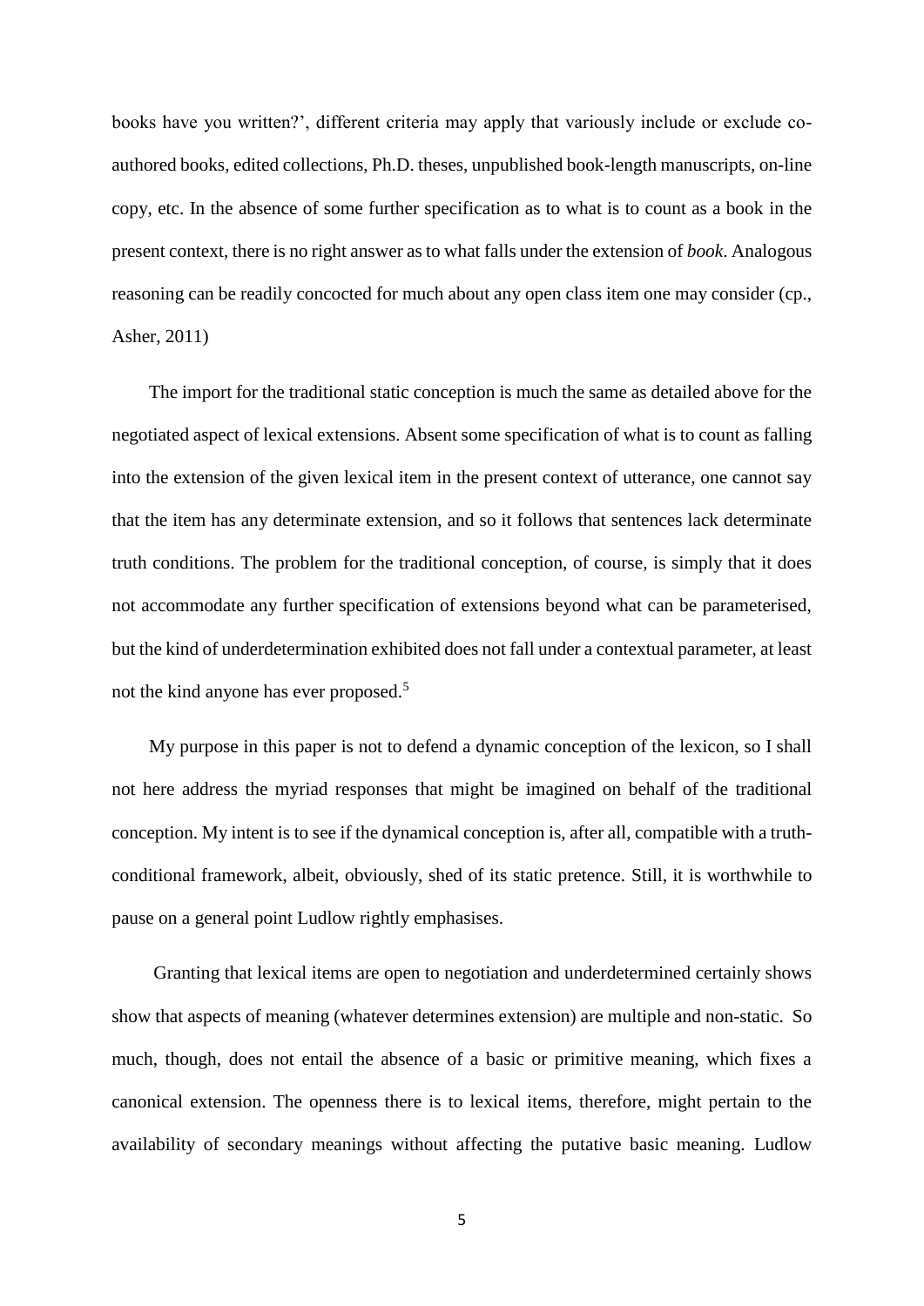books have you written?', different criteria may apply that variously include or exclude co-authored books, edited collections, Ph.D. theses, unpublished book-length manuscripts, on-line copy, etc. In the absence of some further specification as to what is to count as a book in the present context, there is no right answer as to what falls under the extension of *book*. Analogous reasoning can be readily concocted for much about any open class item one may consider (cp., Asher, 2011)

The import for the traditional static conception is much the same as detailed above for the negotiated aspect of lexical extensions. Absent some specification of what is to count as falling into the extension of the given lexical item in the present context of utterance, one cannot say that the item has any determinate extension, and so it follows that sentences lack determinate truth conditions. The problem for the traditional conception, of course, is simply that it does not accommodate any further specification of extensions beyond what can be parameterised, but the kind of underdetermination exhibited does not fall under a contextual parameter, at least not the kind anyone has ever proposed.[5]

My purpose in this paper is not to defend a dynamic conception of the lexicon, so I shall not here address the myriad responses that might be imagined on behalf of the traditional conception. My intent is to see if the dynamical conception is, after all, compatible with a truth-conditional framework, albeit, obviously, shed of its static pretence. Still, it is worthwhile to pause on a general point Ludlow rightly emphasises.

Granting that lexical items are open to negotiation and underdetermined certainly shows show that aspects of meaning (whatever determines extension) are multiple and non-static. So much, though, does not entail the absence of a basic or primitive meaning, which fixes a canonical extension. The openness there is to lexical items, therefore, might pertain to the availability of secondary meanings without affecting the putative basic meaning. Ludlow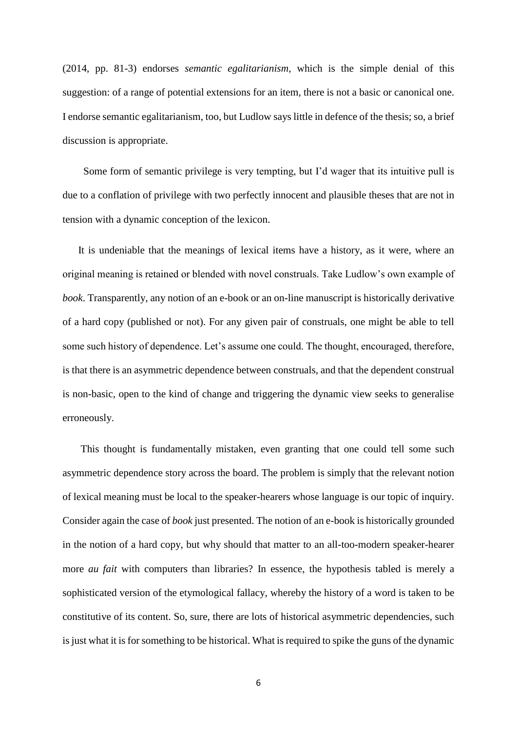(2014, pp. 81-3) endorses *semantic egalitarianism*, which is the simple denial of this suggestion: of a range of potential extensions for an item, there is not a basic or canonical one. I endorse semantic egalitarianism, too, but Ludlow says little in defence of the thesis; so, a brief discussion is appropriate.

Some form of semantic privilege is very tempting, but I'd wager that its intuitive pull is due to a conflation of privilege with two perfectly innocent and plausible theses that are not in tension with a dynamic conception of the lexicon.

It is undeniable that the meanings of lexical items have a history, as it were, where an original meaning is retained or blended with novel construals. Take Ludlow's own example of *book*. Transparently, any notion of an e-book or an on-line manuscript is historically derivative of a hard copy (published or not). For any given pair of construals, one might be able to tell some such history of dependence. Let's assume one could. The thought, encouraged, therefore, is that there is an asymmetric dependence between construals, and that the dependent construal is non-basic, open to the kind of change and triggering the dynamic view seeks to generalise erroneously.

This thought is fundamentally mistaken, even granting that one could tell some such asymmetric dependence story across the board. The problem is simply that the relevant notion of lexical meaning must be local to the speaker-hearers whose language is our topic of inquiry. Consider again the case of *book* just presented. The notion of an e-book is historically grounded in the notion of a hard copy, but why should that matter to an all-too-modern speaker-hearer more *au fait* with computers than libraries? In essence, the hypothesis tabled is merely a sophisticated version of the etymological fallacy, whereby the history of a word is taken to be constitutive of its content. So, sure, there are lots of historical asymmetric dependencies, such is just what it is for something to be historical. What is required to spike the guns of the dynamic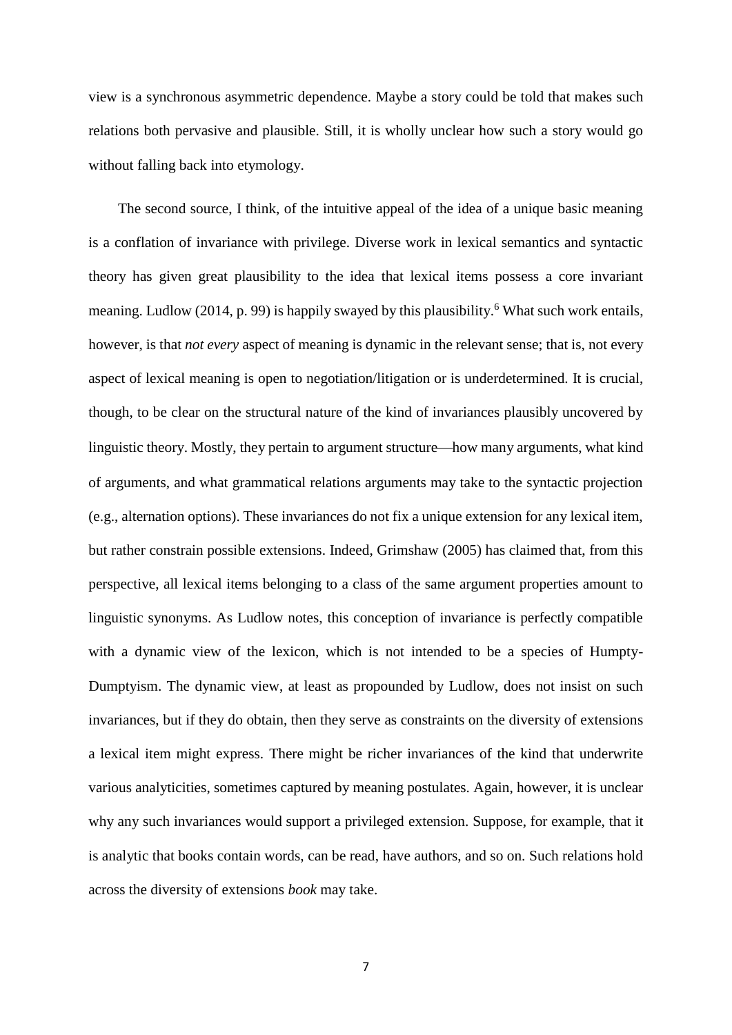view is a synchronous asymmetric dependence. Maybe a story could be told that makes such relations both pervasive and plausible. Still, it is wholly unclear how such a story would go without falling back into etymology.

The second source, I think, of the intuitive appeal of the idea of a unique basic meaning is a conflation of invariance with privilege. Diverse work in lexical semantics and syntactic theory has given great plausibility to the idea that lexical items possess a core invariant meaning. Ludlow (2014, p. 99) is happily swayed by this plausibility.[6] What such work entails, however, is that *not every* aspect of meaning is dynamic in the relevant sense; that is, not every aspect of lexical meaning is open to negotiation/litigation or is underdetermined. It is crucial, though, to be clear on the structural nature of the kind of invariances plausibly uncovered by linguistic theory. Mostly, they pertain to argument structure—how many arguments, what kind of arguments, and what grammatical relations arguments may take to the syntactic projection (e.g., alternation options). These invariances do not fix a unique extension for any lexical item, but rather constrain possible extensions. Indeed, Grimshaw (2005) has claimed that, from this perspective, all lexical items belonging to a class of the same argument properties amount to linguistic synonyms. As Ludlow notes, this conception of invariance is perfectly compatible with a dynamic view of the lexicon, which is not intended to be a species of Humpty-Dumptyism. The dynamic view, at least as propounded by Ludlow, does not insist on such invariances, but if they do obtain, then they serve as constraints on the diversity of extensions a lexical item might express. There might be richer invariances of the kind that underwrite various analyticities, sometimes captured by meaning postulates. Again, however, it is unclear why any such invariances would support a privileged extension. Suppose, for example, that it is analytic that books contain words, can be read, have authors, and so on. Such relations hold across the diversity of extensions *book* may take.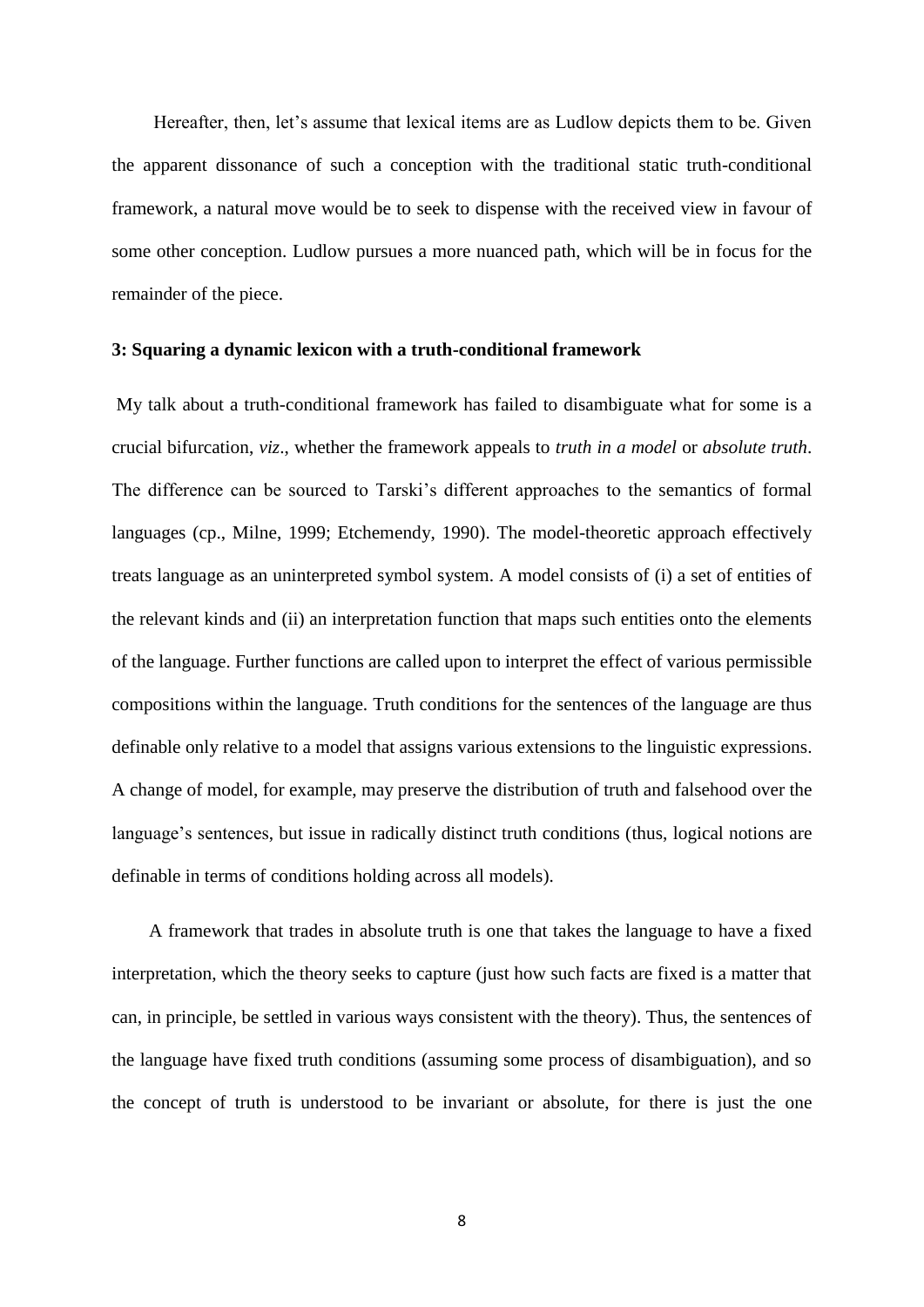Hereafter, then, let's assume that lexical items are as Ludlow depicts them to be. Given the apparent dissonance of such a conception with the traditional static truth-conditional framework, a natural move would be to seek to dispense with the received view in favour of some other conception. Ludlow pursues a more nuanced path, which will be in focus for the remainder of the piece.

### 3: Squaring a dynamic lexicon with a truth-conditional framework

My talk about a truth-conditional framework has failed to disambiguate what for some is a crucial bifurcation, *viz*., whether the framework appeals to *truth in a model* or *absolute truth*. The difference can be sourced to Tarski's different approaches to the semantics of formal languages (cp., Milne, 1999; Etchemendy, 1990). The model-theoretic approach effectively treats language as an uninterpreted symbol system. A model consists of (i) a set of entities of the relevant kinds and (ii) an interpretation function that maps such entities onto the elements of the language. Further functions are called upon to interpret the effect of various permissible compositions within the language. Truth conditions for the sentences of the language are thus definable only relative to a model that assigns various extensions to the linguistic expressions. A change of model, for example, may preserve the distribution of truth and falsehood over the language's sentences, but issue in radically distinct truth conditions (thus, logical notions are definable in terms of conditions holding across all models).

A framework that trades in absolute truth is one that takes the language to have a fixed interpretation, which the theory seeks to capture (just how such facts are fixed is a matter that can, in principle, be settled in various ways consistent with the theory). Thus, the sentences of the language have fixed truth conditions (assuming some process of disambiguation), and so the concept of truth is understood to be invariant or absolute, for there is just the one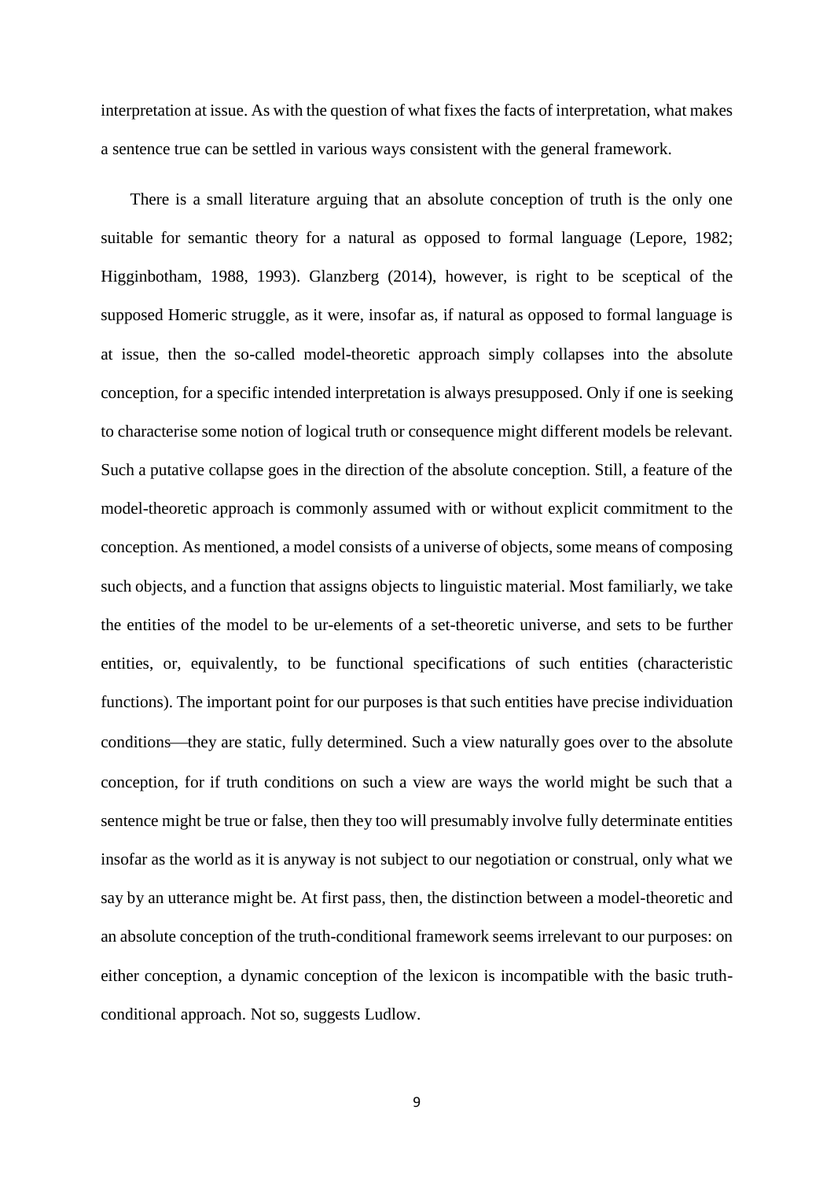interpretation at issue. As with the question of what fixes the facts of interpretation, what makes a sentence true can be settled in various ways consistent with the general framework.

There is a small literature arguing that an absolute conception of truth is the only one suitable for semantic theory for a natural as opposed to formal language (Lepore, 1982; Higginbotham, 1988, 1993). Glanzberg (2014), however, is right to be sceptical of the supposed Homeric struggle, as it were, insofar as, if natural as opposed to formal language is at issue, then the so-called model-theoretic approach simply collapses into the absolute conception, for a specific intended interpretation is always presupposed. Only if one is seeking to characterise some notion of logical truth or consequence might different models be relevant. Such a putative collapse goes in the direction of the absolute conception. Still, a feature of the model-theoretic approach is commonly assumed with or without explicit commitment to the conception. As mentioned, a model consists of a universe of objects, some means of composing such objects, and a function that assigns objects to linguistic material. Most familiarly, we take the entities of the model to be ur-elements of a set-theoretic universe, and sets to be further entities, or, equivalently, to be functional specifications of such entities (characteristic functions). The important point for our purposes is that such entities have precise individuation conditions—they are static, fully determined. Such a view naturally goes over to the absolute conception, for if truth conditions on such a view are ways the world might be such that a sentence might be true or false, then they too will presumably involve fully determinate entities insofar as the world as it is anyway is not subject to our negotiation or construal, only what we say by an utterance might be. At first pass, then, the distinction between a model-theoretic and an absolute conception of the truth-conditional framework seems irrelevant to our purposes: on either conception, a dynamic conception of the lexicon is incompatible with the basic truth-conditional approach. Not so, suggests Ludlow.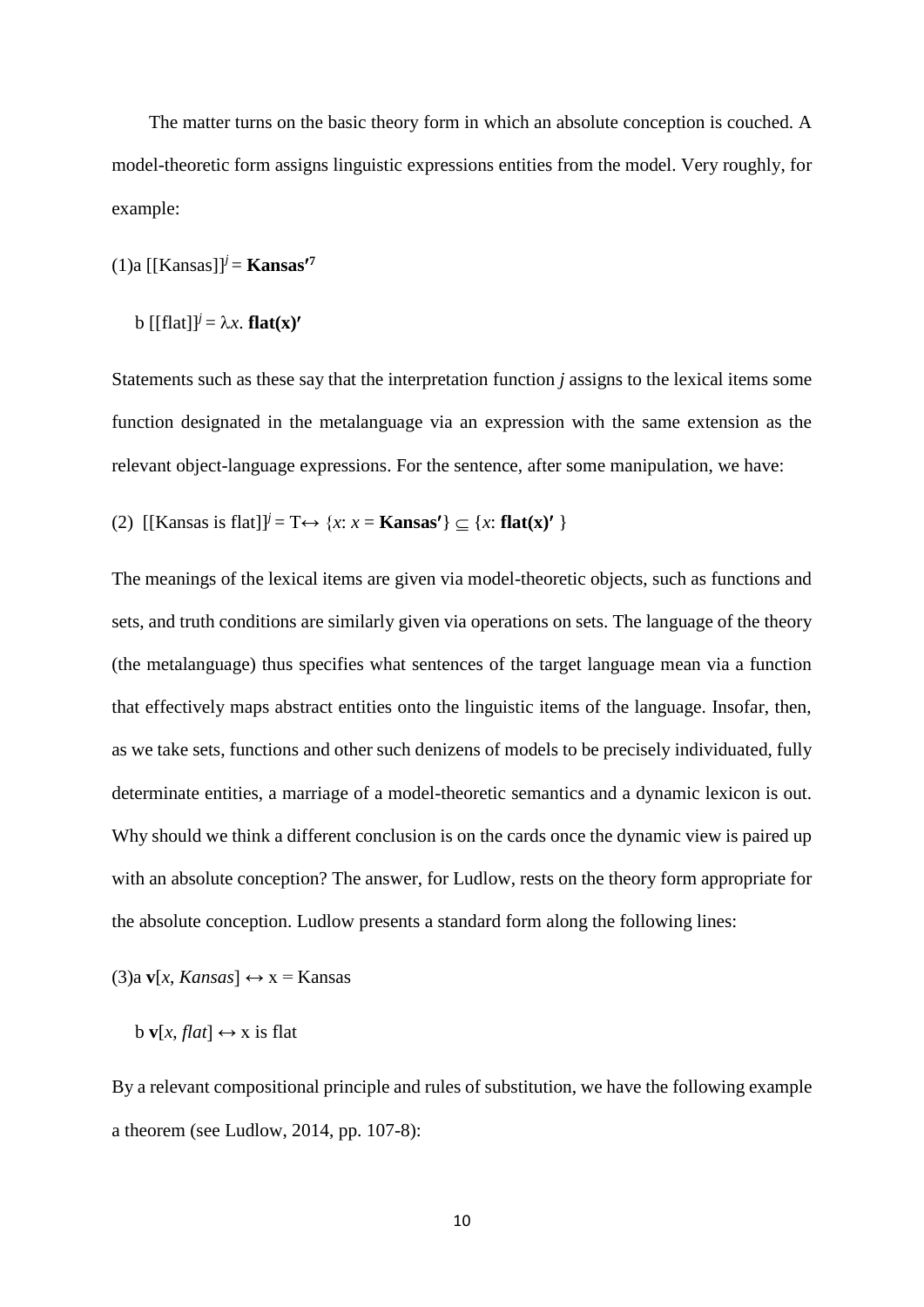The matter turns on the basic theory form in which an absolute conception is couched. A model-theoretic form assigns linguistic expressions entities from the model. Very roughly, for example:

(1)a $[[\text{Kansas}]]^{j} = \mathbf{Kansas'}$[7]

b $[[\text{flat}]]^{j} = \lambda x.\ \mathbf{flat(x)'}$

Statements such as these say that the interpretation function *j* assigns to the lexical items some function designated in the metalanguage via an expression with the same extension as the relevant object-language expressions. For the sentence, after some manipulation, we have:

(2) $[[\text{Kansas is flat}]]^{j} = \text{T} \leftrightarrow \{x\text{: } x = \mathbf{Kansas'}\} \subseteq \{x\text{: } \mathbf{flat(x)'}\}$

The meanings of the lexical items are given via model-theoretic objects, such as functions and sets, and truth conditions are similarly given via operations on sets. The language of the theory (the metalanguage) thus specifies what sentences of the target language mean via a function that effectively maps abstract entities onto the linguistic items of the language. Insofar, then, as we take sets, functions and other such denizens of models to be precisely individuated, fully determinate entities, a marriage of a model-theoretic semantics and a dynamic lexicon is out. Why should we think a different conclusion is on the cards once the dynamic view is paired up with an absolute conception? The answer, for Ludlow, rests on the theory form appropriate for the absolute conception. Ludlow presents a standard form along the following lines:

(3)a $\mathbf{v}[x, \textit{Kansas}] \leftrightarrow \text{x} = \text{Kansas}$

b $\mathbf{v}[x, \textit{flat}] \leftrightarrow \text{x is flat}$

By a relevant compositional principle and rules of substitution, we have the following example a theorem (see Ludlow, 2014, pp. 107-8):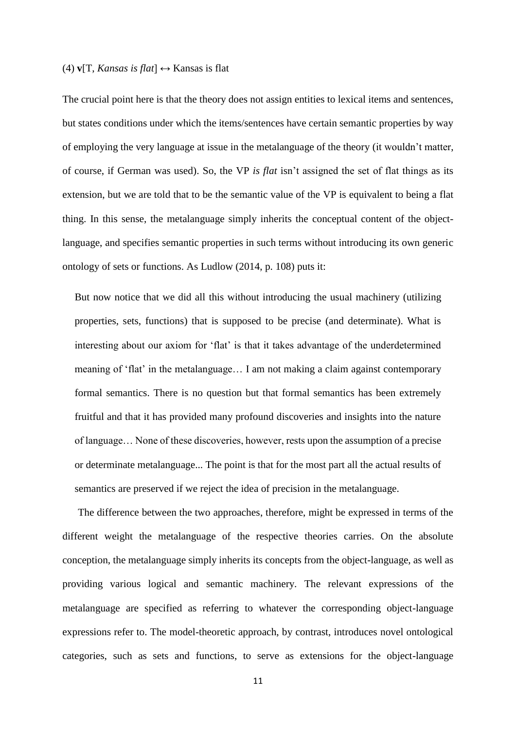(4) **v**[T, *Kansas is flat*] ↔ Kansas is flat

The crucial point here is that the theory does not assign entities to lexical items and sentences, but states conditions under which the items/sentences have certain semantic properties by way of employing the very language at issue in the metalanguage of the theory (it wouldn't matter, of course, if German was used). So, the VP *is flat* isn't assigned the set of flat things as its extension, but we are told that to be the semantic value of the VP is equivalent to being a flat thing. In this sense, the metalanguage simply inherits the conceptual content of the object-language, and specifies semantic properties in such terms without introducing its own generic ontology of sets or functions. As Ludlow (2014, p. 108) puts it:

> But now notice that we did all this without introducing the usual machinery (utilizing properties, sets, functions) that is supposed to be precise (and determinate). What is interesting about our axiom for 'flat' is that it takes advantage of the underdetermined meaning of 'flat' in the metalanguage… I am not making a claim against contemporary formal semantics. There is no question but that formal semantics has been extremely fruitful and that it has provided many profound discoveries and insights into the nature of language… None of these discoveries, however, rests upon the assumption of a precise or determinate metalanguage... The point is that for the most part all the actual results of semantics are preserved if we reject the idea of precision in the metalanguage.

The difference between the two approaches, therefore, might be expressed in terms of the different weight the metalanguage of the respective theories carries. On the absolute conception, the metalanguage simply inherits its concepts from the object-language, as well as providing various logical and semantic machinery. The relevant expressions of the metalanguage are specified as referring to whatever the corresponding object-language expressions refer to. The model-theoretic approach, by contrast, introduces novel ontological categories, such as sets and functions, to serve as extensions for the object-language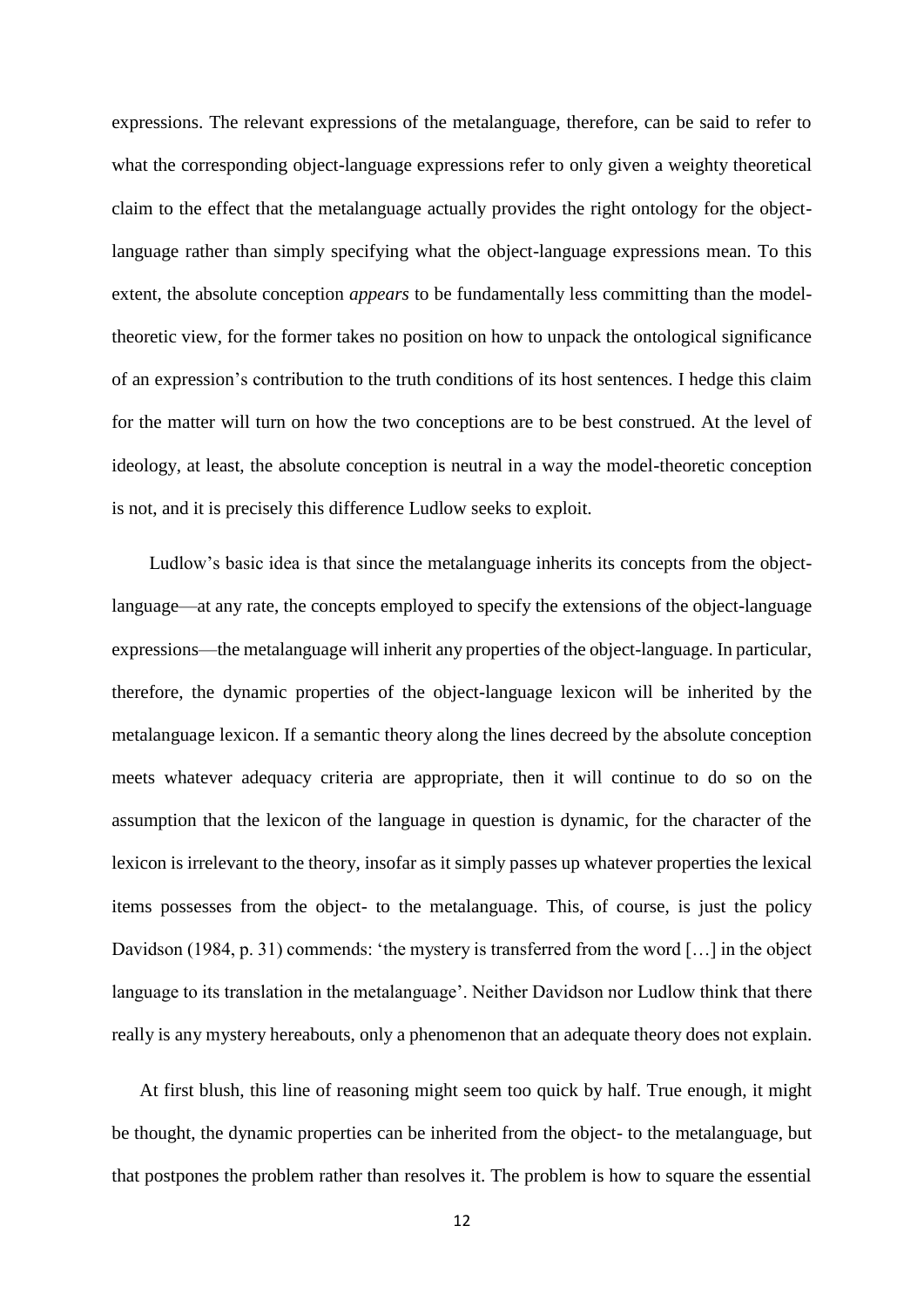expressions. The relevant expressions of the metalanguage, therefore, can be said to refer to what the corresponding object-language expressions refer to only given a weighty theoretical claim to the effect that the metalanguage actually provides the right ontology for the object-language rather than simply specifying what the object-language expressions mean. To this extent, the absolute conception *appears* to be fundamentally less committing than the model-theoretic view, for the former takes no position on how to unpack the ontological significance of an expression's contribution to the truth conditions of its host sentences. I hedge this claim for the matter will turn on how the two conceptions are to be best construed. At the level of ideology, at least, the absolute conception is neutral in a way the model-theoretic conception is not, and it is precisely this difference Ludlow seeks to exploit.

Ludlow's basic idea is that since the metalanguage inherits its concepts from the object-language—at any rate, the concepts employed to specify the extensions of the object-language expressions—the metalanguage will inherit any properties of the object-language. In particular, therefore, the dynamic properties of the object-language lexicon will be inherited by the metalanguage lexicon. If a semantic theory along the lines decreed by the absolute conception meets whatever adequacy criteria are appropriate, then it will continue to do so on the assumption that the lexicon of the language in question is dynamic, for the character of the lexicon is irrelevant to the theory, insofar as it simply passes up whatever properties the lexical items possesses from the object- to the metalanguage. This, of course, is just the policy Davidson (1984, p. 31) commends: 'the mystery is transferred from the word […] in the object language to its translation in the metalanguage'. Neither Davidson nor Ludlow think that there really is any mystery hereabouts, only a phenomenon that an adequate theory does not explain.

At first blush, this line of reasoning might seem too quick by half. True enough, it might be thought, the dynamic properties can be inherited from the object- to the metalanguage, but that postpones the problem rather than resolves it. The problem is how to square the essential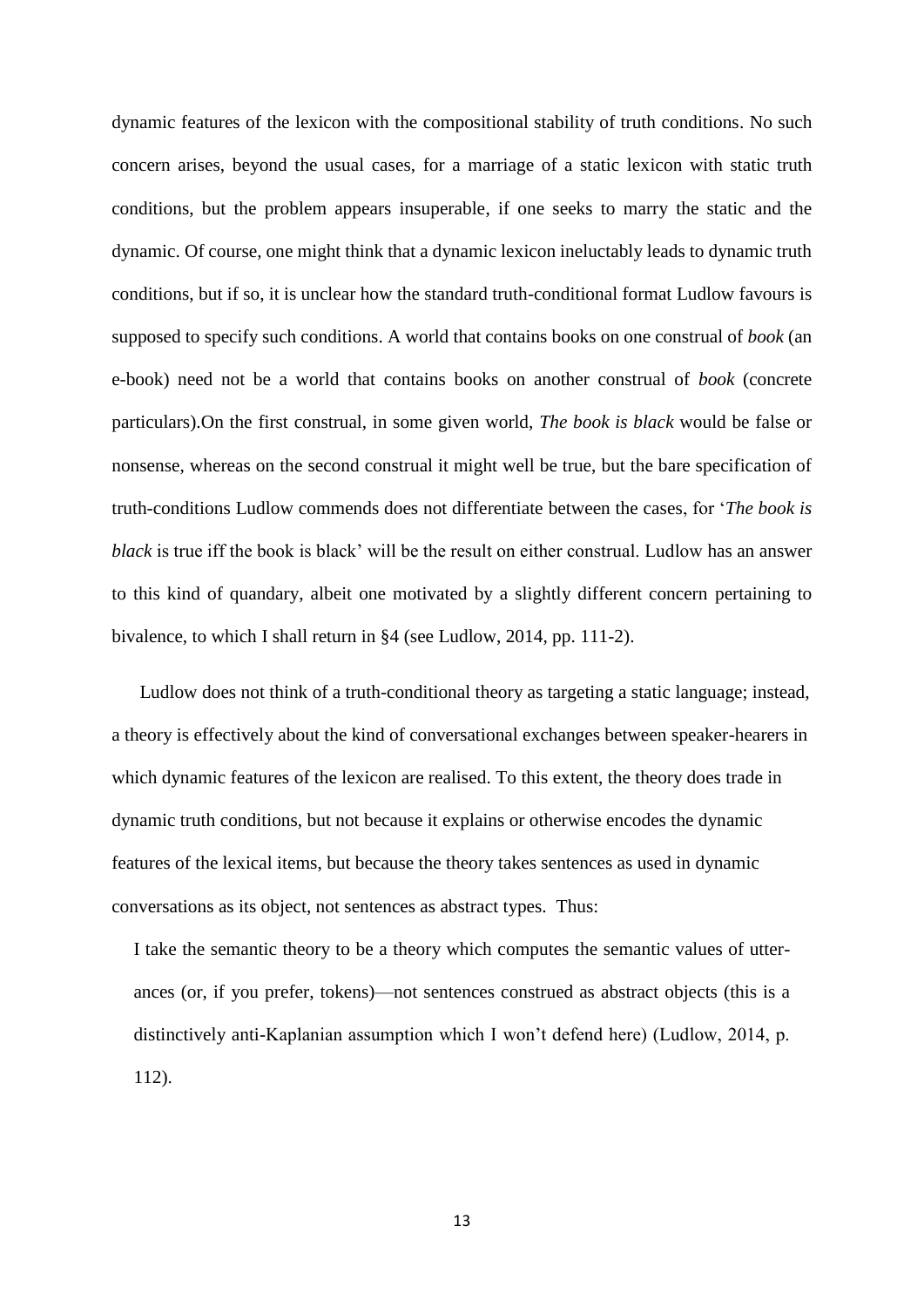dynamic features of the lexicon with the compositional stability of truth conditions. No such concern arises, beyond the usual cases, for a marriage of a static lexicon with static truth conditions, but the problem appears insuperable, if one seeks to marry the static and the dynamic. Of course, one might think that a dynamic lexicon ineluctably leads to dynamic truth conditions, but if so, it is unclear how the standard truth-conditional format Ludlow favours is supposed to specify such conditions. A world that contains books on one construal of *book* (an e-book) need not be a world that contains books on another construal of *book* (concrete particulars).On the first construal, in some given world, *The book is black* would be false or nonsense, whereas on the second construal it might well be true, but the bare specification of truth-conditions Ludlow commends does not differentiate between the cases, for '*The book is black* is true iff the book is black' will be the result on either construal. Ludlow has an answer to this kind of quandary, albeit one motivated by a slightly different concern pertaining to bivalence, to which I shall return in §4 (see Ludlow, 2014, pp. 111-2).

Ludlow does not think of a truth-conditional theory as targeting a static language; instead, a theory is effectively about the kind of conversational exchanges between speaker-hearers in which dynamic features of the lexicon are realised. To this extent, the theory does trade in dynamic truth conditions, but not because it explains or otherwise encodes the dynamic features of the lexical items, but because the theory takes sentences as used in dynamic conversations as its object, not sentences as abstract types. Thus:

> I take the semantic theory to be a theory which computes the semantic values of utterances (or, if you prefer, tokens)—not sentences construed as abstract objects (this is a distinctively anti-Kaplanian assumption which I won't defend here) (Ludlow, 2014, p. 112).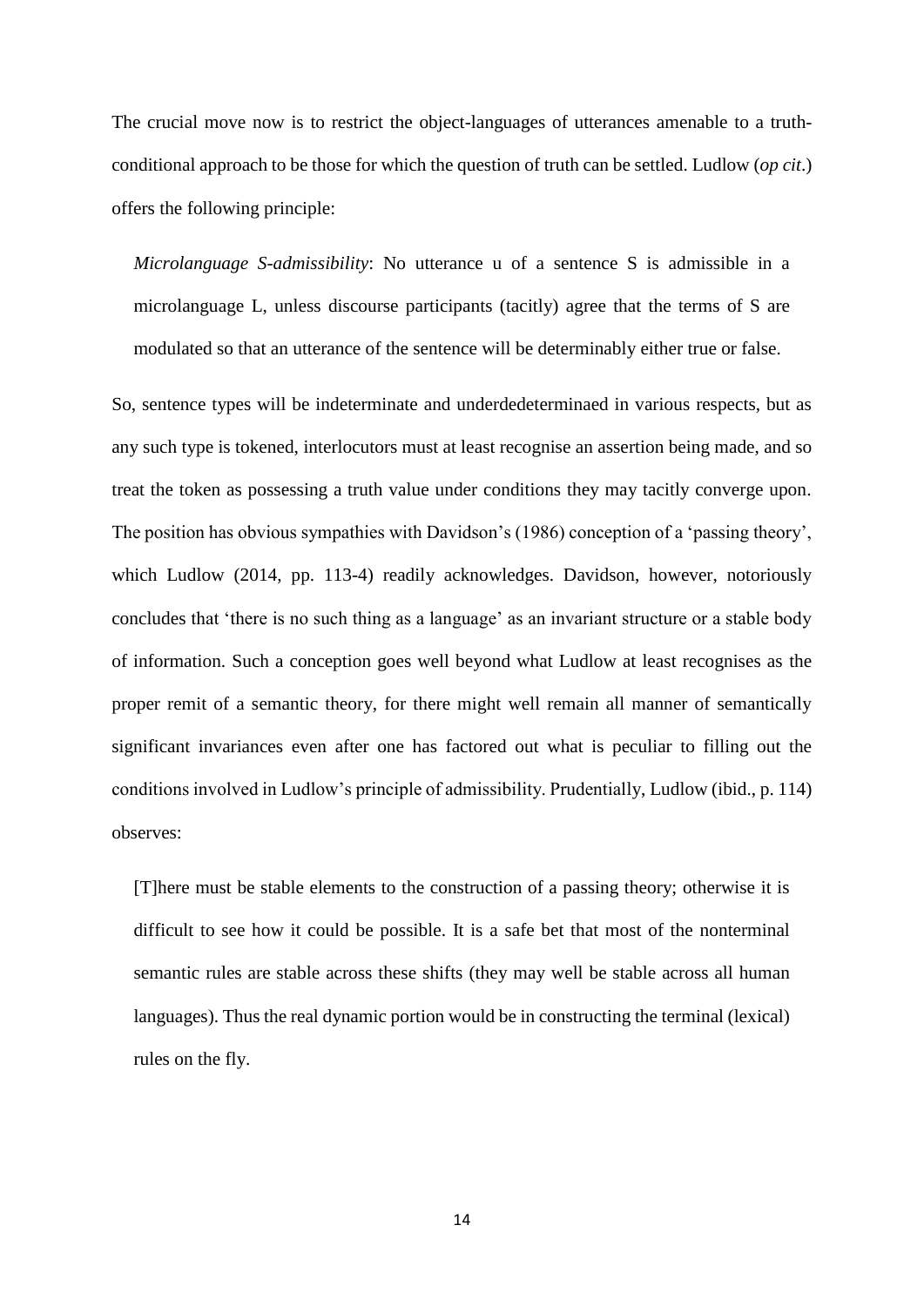The crucial move now is to restrict the object-languages of utterances amenable to a truth-conditional approach to be those for which the question of truth can be settled. Ludlow (*op cit*.) offers the following principle:

> *Microlanguage S-admissibility*: No utterance u of a sentence S is admissible in a microlanguage L, unless discourse participants (tacitly) agree that the terms of S are modulated so that an utterance of the sentence will be determinably either true or false.

So, sentence types will be indeterminate and underdedeterminaed in various respects, but as any such type is tokened, interlocutors must at least recognise an assertion being made, and so treat the token as possessing a truth value under conditions they may tacitly converge upon. The position has obvious sympathies with Davidson's (1986) conception of a 'passing theory', which Ludlow (2014, pp. 113-4) readily acknowledges. Davidson, however, notoriously concludes that 'there is no such thing as a language' as an invariant structure or a stable body of information. Such a conception goes well beyond what Ludlow at least recognises as the proper remit of a semantic theory, for there might well remain all manner of semantically significant invariances even after one has factored out what is peculiar to filling out the conditions involved in Ludlow's principle of admissibility. Prudentially, Ludlow (ibid., p. 114) observes:

> [T]here must be stable elements to the construction of a passing theory; otherwise it is difficult to see how it could be possible. It is a safe bet that most of the nonterminal semantic rules are stable across these shifts (they may well be stable across all human languages). Thus the real dynamic portion would be in constructing the terminal (lexical) rules on the fly.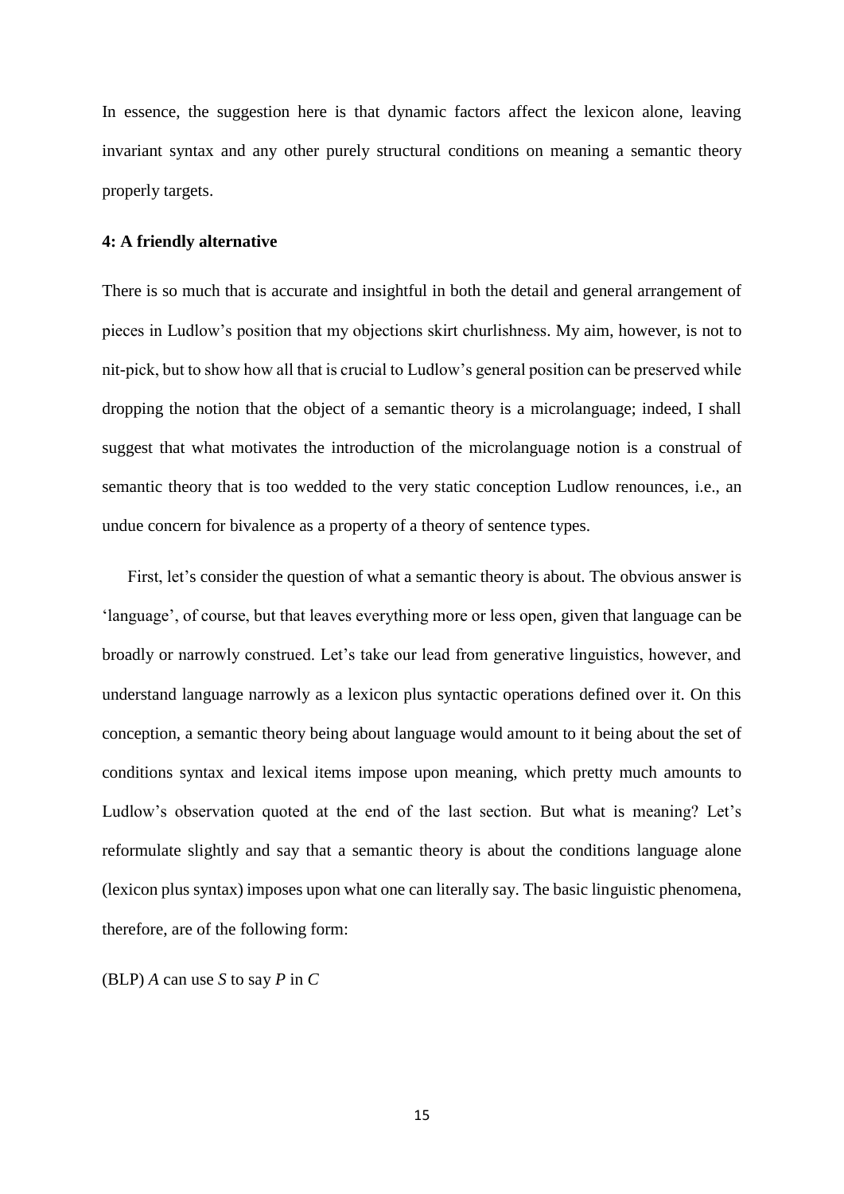In essence, the suggestion here is that dynamic factors affect the lexicon alone, leaving invariant syntax and any other purely structural conditions on meaning a semantic theory properly targets.

### 4: A friendly alternative

There is so much that is accurate and insightful in both the detail and general arrangement of pieces in Ludlow's position that my objections skirt churlishness. My aim, however, is not to nit-pick, but to show how all that is crucial to Ludlow's general position can be preserved while dropping the notion that the object of a semantic theory is a microlanguage; indeed, I shall suggest that what motivates the introduction of the microlanguage notion is a construal of semantic theory that is too wedded to the very static conception Ludlow renounces, i.e., an undue concern for bivalence as a property of a theory of sentence types.

First, let's consider the question of what a semantic theory is about. The obvious answer is 'language', of course, but that leaves everything more or less open, given that language can be broadly or narrowly construed. Let's take our lead from generative linguistics, however, and understand language narrowly as a lexicon plus syntactic operations defined over it. On this conception, a semantic theory being about language would amount to it being about the set of conditions syntax and lexical items impose upon meaning, which pretty much amounts to Ludlow's observation quoted at the end of the last section. But what is meaning? Let's reformulate slightly and say that a semantic theory is about the conditions language alone (lexicon plus syntax) imposes upon what one can literally say. The basic linguistic phenomena, therefore, are of the following form:

(BLP) *A* can use *S* to say *P* in *C*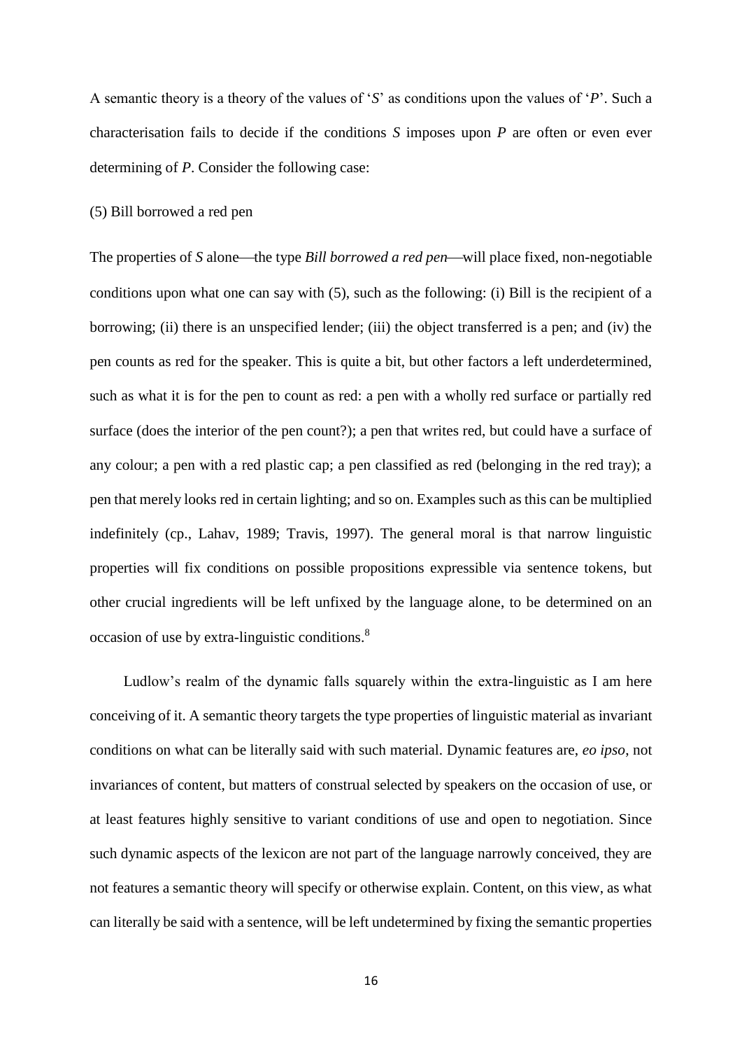A semantic theory is a theory of the values of '*S*' as conditions upon the values of '*P*'. Such a characterisation fails to decide if the conditions *S* imposes upon *P* are often or even ever determining of *P*. Consider the following case:

(5) Bill borrowed a red pen

The properties of *S* alone—the type *Bill borrowed a red pen*—will place fixed, non-negotiable conditions upon what one can say with (5), such as the following: (i) Bill is the recipient of a borrowing; (ii) there is an unspecified lender; (iii) the object transferred is a pen; and (iv) the pen counts as red for the speaker. This is quite a bit, but other factors a left underdetermined, such as what it is for the pen to count as red: a pen with a wholly red surface or partially red surface (does the interior of the pen count?); a pen that writes red, but could have a surface of any colour; a pen with a red plastic cap; a pen classified as red (belonging in the red tray); a pen that merely looks red in certain lighting; and so on. Examples such as this can be multiplied indefinitely (cp., Lahav, 1989; Travis, 1997). The general moral is that narrow linguistic properties will fix conditions on possible propositions expressible via sentence tokens, but other crucial ingredients will be left unfixed by the language alone, to be determined on an occasion of use by extra-linguistic conditions.[8]

Ludlow's realm of the dynamic falls squarely within the extra-linguistic as I am here conceiving of it. A semantic theory targets the type properties of linguistic material as invariant conditions on what can be literally said with such material. Dynamic features are, *eo ipso*, not invariances of content, but matters of construal selected by speakers on the occasion of use, or at least features highly sensitive to variant conditions of use and open to negotiation. Since such dynamic aspects of the lexicon are not part of the language narrowly conceived, they are not features a semantic theory will specify or otherwise explain. Content, on this view, as what can literally be said with a sentence, will be left undetermined by fixing the semantic properties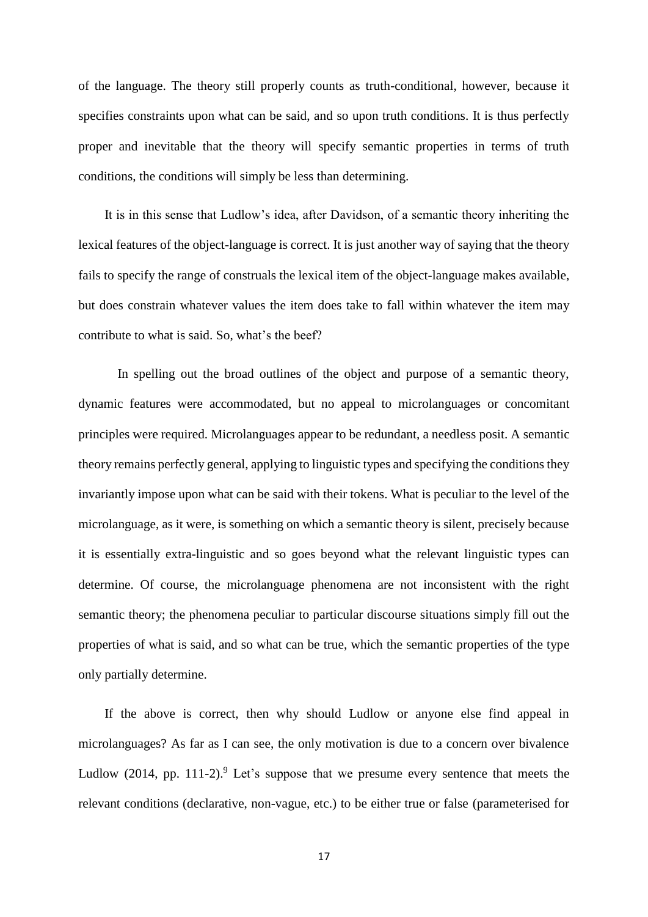of the language. The theory still properly counts as truth-conditional, however, because it specifies constraints upon what can be said, and so upon truth conditions. It is thus perfectly proper and inevitable that the theory will specify semantic properties in terms of truth conditions, the conditions will simply be less than determining.

It is in this sense that Ludlow's idea, after Davidson, of a semantic theory inheriting the lexical features of the object-language is correct. It is just another way of saying that the theory fails to specify the range of construals the lexical item of the object-language makes available, but does constrain whatever values the item does take to fall within whatever the item may contribute to what is said. So, what's the beef?

In spelling out the broad outlines of the object and purpose of a semantic theory, dynamic features were accommodated, but no appeal to microlanguages or concomitant principles were required. Microlanguages appear to be redundant, a needless posit. A semantic theory remains perfectly general, applying to linguistic types and specifying the conditions they invariantly impose upon what can be said with their tokens. What is peculiar to the level of the microlanguage, as it were, is something on which a semantic theory is silent, precisely because it is essentially extra-linguistic and so goes beyond what the relevant linguistic types can determine. Of course, the microlanguage phenomena are not inconsistent with the right semantic theory; the phenomena peculiar to particular discourse situations simply fill out the properties of what is said, and so what can be true, which the semantic properties of the type only partially determine.

If the above is correct, then why should Ludlow or anyone else find appeal in microlanguages? As far as I can see, the only motivation is due to a concern over bivalence Ludlow (2014, pp. 111-2).[9] Let's suppose that we presume every sentence that meets the relevant conditions (declarative, non-vague, etc.) to be either true or false (parameterised for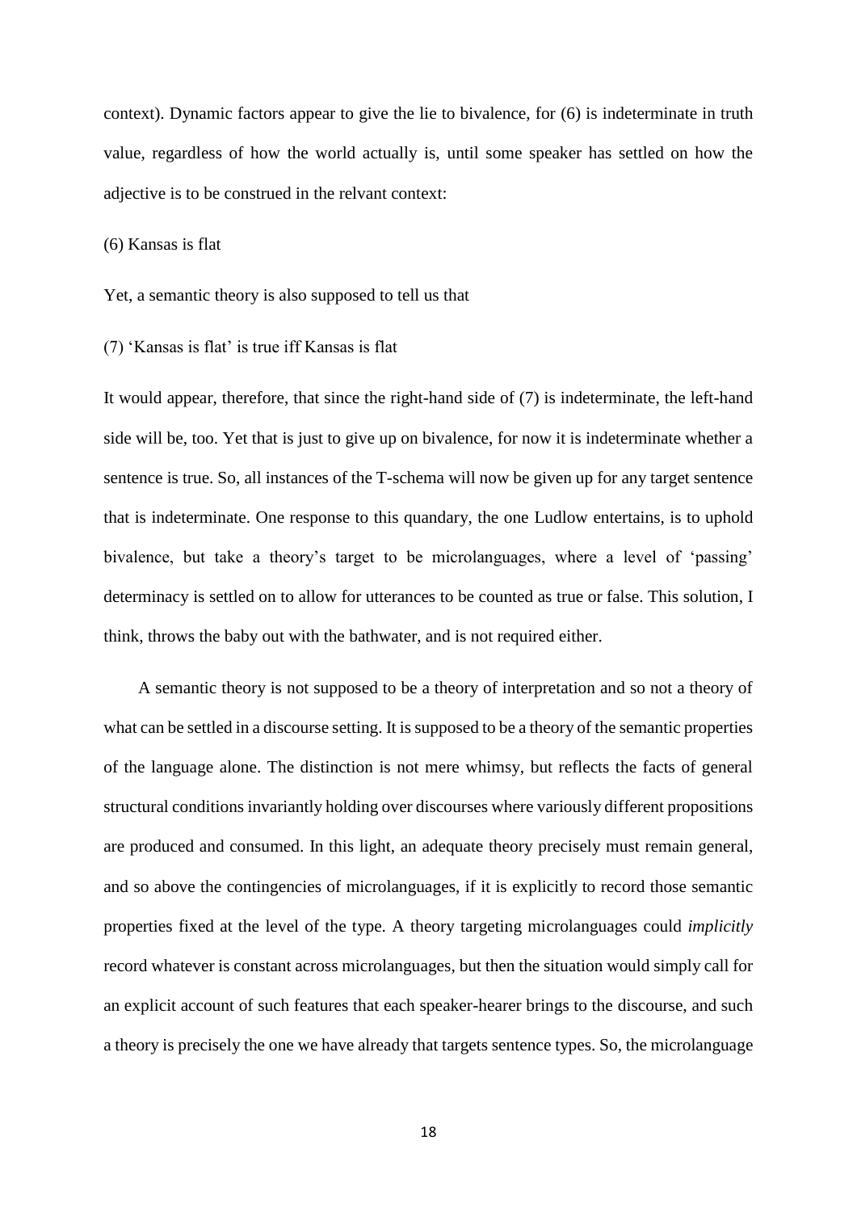context). Dynamic factors appear to give the lie to bivalence, for (6) is indeterminate in truth value, regardless of how the world actually is, until some speaker has settled on how the adjective is to be construed in the relvant context:

(6) Kansas is flat

Yet, a semantic theory is also supposed to tell us that

(7) 'Kansas is flat' is true iff Kansas is flat

It would appear, therefore, that since the right-hand side of (7) is indeterminate, the left-hand side will be, too. Yet that is just to give up on bivalence, for now it is indeterminate whether a sentence is true. So, all instances of the T-schema will now be given up for any target sentence that is indeterminate. One response to this quandary, the one Ludlow entertains, is to uphold bivalence, but take a theory's target to be microlanguages, where a level of 'passing' determinacy is settled on to allow for utterances to be counted as true or false. This solution, I think, throws the baby out with the bathwater, and is not required either.

A semantic theory is not supposed to be a theory of interpretation and so not a theory of what can be settled in a discourse setting. It is supposed to be a theory of the semantic properties of the language alone. The distinction is not mere whimsy, but reflects the facts of general structural conditions invariantly holding over discourses where variously different propositions are produced and consumed. In this light, an adequate theory precisely must remain general, and so above the contingencies of microlanguages, if it is explicitly to record those semantic properties fixed at the level of the type. A theory targeting microlanguages could *implicitly* record whatever is constant across microlanguages, but then the situation would simply call for an explicit account of such features that each speaker-hearer brings to the discourse, and such a theory is precisely the one we have already that targets sentence types. So, the microlanguage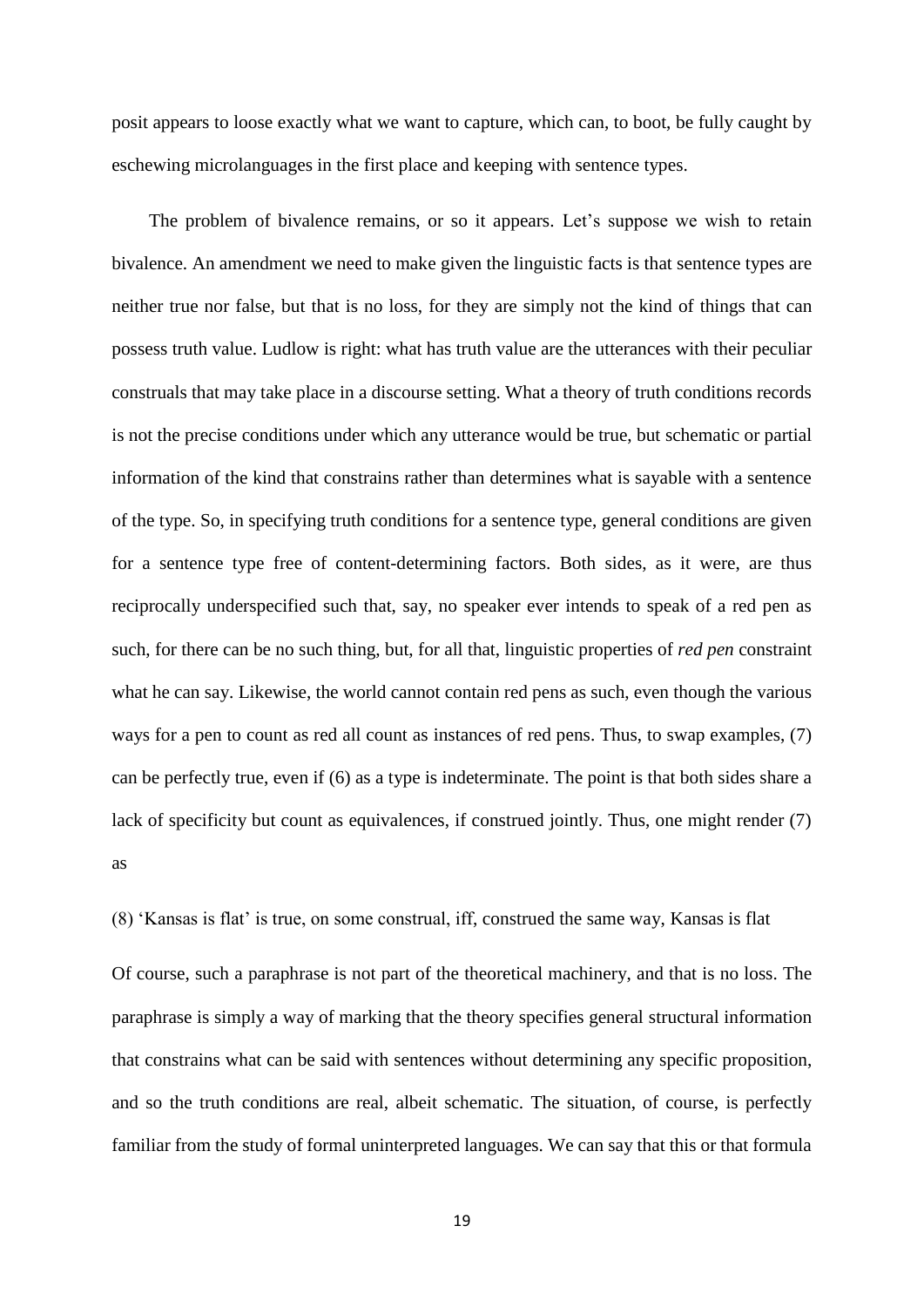posit appears to loose exactly what we want to capture, which can, to boot, be fully caught by eschewing microlanguages in the first place and keeping with sentence types.

The problem of bivalence remains, or so it appears. Let's suppose we wish to retain bivalence. An amendment we need to make given the linguistic facts is that sentence types are neither true nor false, but that is no loss, for they are simply not the kind of things that can possess truth value. Ludlow is right: what has truth value are the utterances with their peculiar construals that may take place in a discourse setting. What a theory of truth conditions records is not the precise conditions under which any utterance would be true, but schematic or partial information of the kind that constrains rather than determines what is sayable with a sentence of the type. So, in specifying truth conditions for a sentence type, general conditions are given for a sentence type free of content-determining factors. Both sides, as it were, are thus reciprocally underspecified such that, say, no speaker ever intends to speak of a red pen as such, for there can be no such thing, but, for all that, linguistic properties of *red pen* constraint what he can say. Likewise, the world cannot contain red pens as such, even though the various ways for a pen to count as red all count as instances of red pens. Thus, to swap examples, (7) can be perfectly true, even if (6) as a type is indeterminate. The point is that both sides share a lack of specificity but count as equivalences, if construed jointly. Thus, one might render (7) as

(8) 'Kansas is flat' is true, on some construal, iff, construed the same way, Kansas is flat

Of course, such a paraphrase is not part of the theoretical machinery, and that is no loss. The paraphrase is simply a way of marking that the theory specifies general structural information that constrains what can be said with sentences without determining any specific proposition, and so the truth conditions are real, albeit schematic. The situation, of course, is perfectly familiar from the study of formal uninterpreted languages. We can say that this or that formula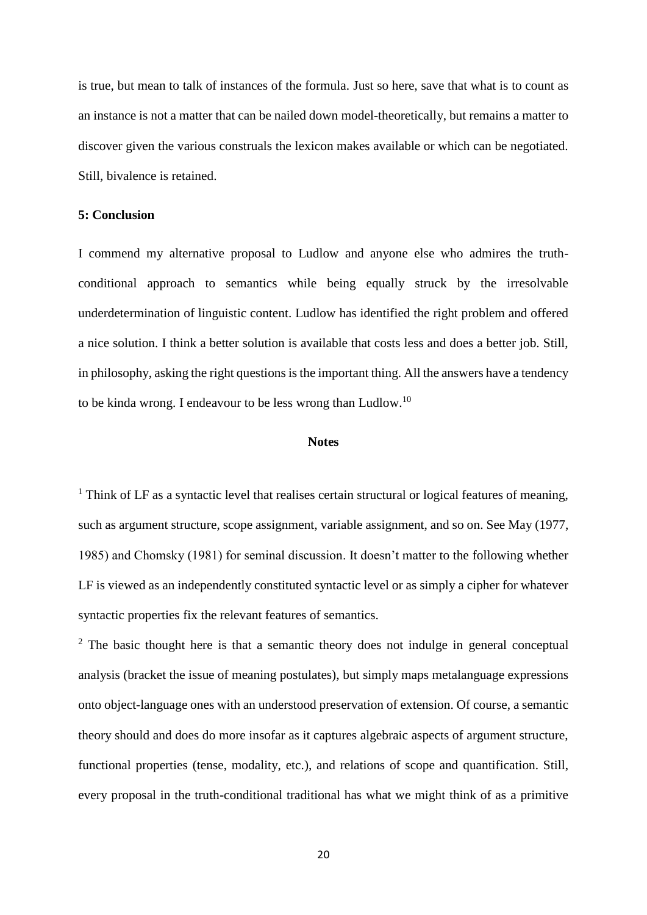is true, but mean to talk of instances of the formula. Just so here, save that what is to count as an instance is not a matter that can be nailed down model-theoretically, but remains a matter to discover given the various construals the lexicon makes available or which can be negotiated. Still, bivalence is retained.

**5: Conclusion**

I commend my alternative proposal to Ludlow and anyone else who admires the truth-conditional approach to semantics while being equally struck by the irresolvable underdetermination of linguistic content. Ludlow has identified the right problem and offered a nice solution. I think a better solution is available that costs less and does a better job. Still, in philosophy, asking the right questions is the important thing. All the answers have a tendency to be kinda wrong. I endeavour to be less wrong than Ludlow.[10]

## Notes

[1] Think of LF as a syntactic level that realises certain structural or logical features of meaning, such as argument structure, scope assignment, variable assignment, and so on. See May (1977, 1985) and Chomsky (1981) for seminal discussion. It doesn't matter to the following whether LF is viewed as an independently constituted syntactic level or as simply a cipher for whatever syntactic properties fix the relevant features of semantics.

[2] The basic thought here is that a semantic theory does not indulge in general conceptual analysis (bracket the issue of meaning postulates), but simply maps metalanguage expressions onto object-language ones with an understood preservation of extension. Of course, a semantic theory should and does do more insofar as it captures algebraic aspects of argument structure, functional properties (tense, modality, etc.), and relations of scope and quantification. Still, every proposal in the truth-conditional traditional has what we might think of as a primitive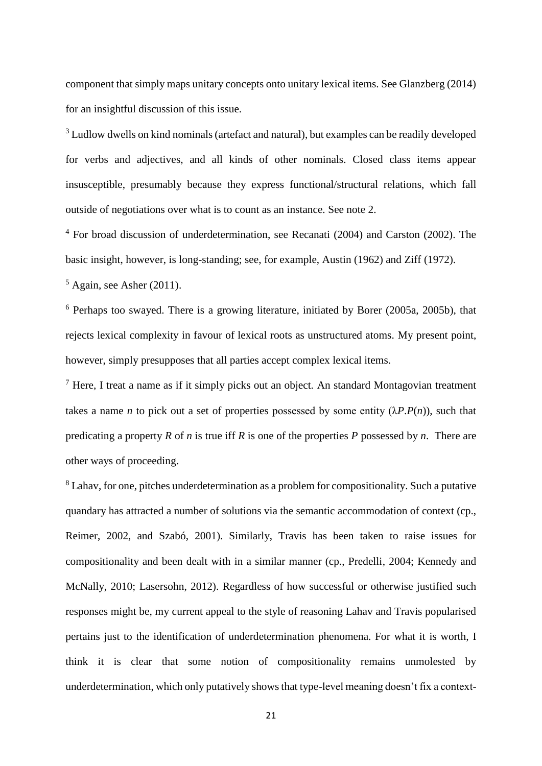component that simply maps unitary concepts onto unitary lexical items. See Glanzberg (2014) for an insightful discussion of this issue.

[3] Ludlow dwells on kind nominals (artefact and natural), but examples can be readily developed for verbs and adjectives, and all kinds of other nominals. Closed class items appear insusceptible, presumably because they express functional/structural relations, which fall outside of negotiations over what is to count as an instance. See note 2.

[4] For broad discussion of underdetermination, see Recanati (2004) and Carston (2002). The basic insight, however, is long-standing; see, for example, Austin (1962) and Ziff (1972).

[5] Again, see Asher (2011).

[6] Perhaps too swayed. There is a growing literature, initiated by Borer (2005a, 2005b), that rejects lexical complexity in favour of lexical roots as unstructured atoms. My present point, however, simply presupposes that all parties accept complex lexical items.

[7] Here, I treat a name as if it simply picks out an object. An standard Montagovian treatment takes a name *n* to pick out a set of properties possessed by some entity ($\lambda P.P(n)$), such that predicating a property *R* of *n* is true iff *R* is one of the properties *P* possessed by *n*. There are other ways of proceeding.

[8] Lahav, for one, pitches underdetermination as a problem for compositionality. Such a putative quandary has attracted a number of solutions via the semantic accommodation of context (cp., Reimer, 2002, and Szabó, 2001). Similarly, Travis has been taken to raise issues for compositionality and been dealt with in a similar manner (cp., Predelli, 2004; Kennedy and McNally, 2010; Lasersohn, 2012). Regardless of how successful or otherwise justified such responses might be, my current appeal to the style of reasoning Lahav and Travis popularised pertains just to the identification of underdetermination phenomena. For what it is worth, I think it is clear that some notion of compositionality remains unmolested by underdetermination, which only putatively shows that type-level meaning doesn't fix a context-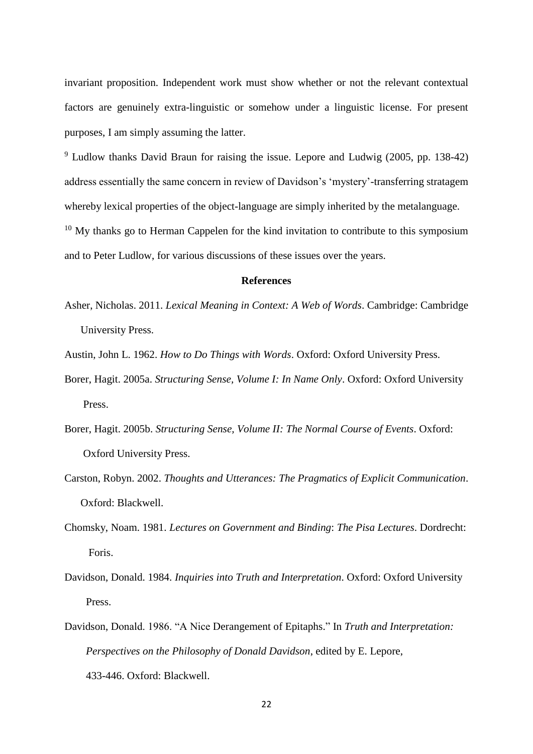invariant proposition. Independent work must show whether or not the relevant contextual factors are genuinely extra-linguistic or somehow under a linguistic license. For present purposes, I am simply assuming the latter.

[9] Ludlow thanks David Braun for raising the issue. Lepore and Ludwig (2005, pp. 138-42) address essentially the same concern in review of Davidson's 'mystery'-transferring stratagem whereby lexical properties of the object-language are simply inherited by the metalanguage.

[10] My thanks go to Herman Cappelen for the kind invitation to contribute to this symposium and to Peter Ludlow, for various discussions of these issues over the years.

**References**

Asher, Nicholas. 2011. *Lexical Meaning in Context: A Web of Words*. Cambridge: Cambridge University Press.

Austin, John L. 1962. *How to Do Things with Words*. Oxford: Oxford University Press.

Borer, Hagit. 2005a. *Structuring Sense, Volume I: In Name Only*. Oxford: Oxford University Press.

Borer, Hagit. 2005b. *Structuring Sense, Volume II: The Normal Course of Events*. Oxford: Oxford University Press.

Carston, Robyn. 2002. *Thoughts and Utterances: The Pragmatics of Explicit Communication*. Oxford: Blackwell.

Chomsky, Noam. 1981. *Lectures on Government and Binding*: *The Pisa Lectures*. Dordrecht: Foris.

Davidson, Donald. 1984. *Inquiries into Truth and Interpretation*. Oxford: Oxford University Press.

Davidson, Donald. 1986. "A Nice Derangement of Epitaphs." In *Truth and Interpretation: Perspectives on the Philosophy of Donald Davidson*, edited by E. Lepore, 433-446. Oxford: Blackwell.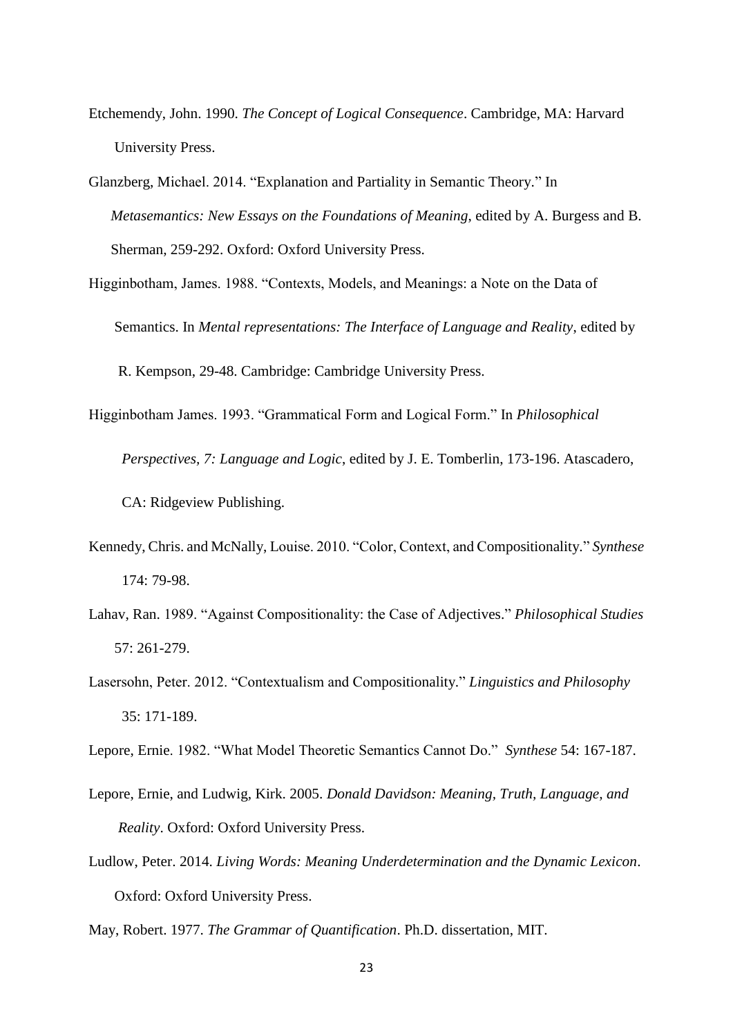Etchemendy, John. 1990. *The Concept of Logical Consequence*. Cambridge, MA: Harvard University Press.

Glanzberg, Michael. 2014. "Explanation and Partiality in Semantic Theory." In *Metasemantics: New Essays on the Foundations of Meaning*, edited by A. Burgess and B. Sherman, 259-292. Oxford: Oxford University Press.

Higginbotham, James. 1988. "Contexts, Models, and Meanings: a Note on the Data of Semantics. In *Mental representations: The Interface of Language and Reality*, edited by R. Kempson, 29-48. Cambridge: Cambridge University Press.

Higginbotham James. 1993. "Grammatical Form and Logical Form." In *Philosophical Perspectives, 7: Language and Logic*, edited by J. E. Tomberlin, 173-196. Atascadero, CA: Ridgeview Publishing.

Kennedy, Chris. and McNally, Louise. 2010. "Color, Context, and Compositionality." *Synthese* 174: 79-98.

Lahav, Ran. 1989. "Against Compositionality: the Case of Adjectives." *Philosophical Studies* 57: 261-279.

Lasersohn, Peter. 2012. "Contextualism and Compositionality." *Linguistics and Philosophy* 35: 171-189.

Lepore, Ernie. 1982. "What Model Theoretic Semantics Cannot Do." *Synthese* 54: 167-187.

Lepore, Ernie, and Ludwig, Kirk. 2005. *Donald Davidson: Meaning, Truth, Language, and Reality*. Oxford: Oxford University Press.

Ludlow, Peter. 2014. *Living Words: Meaning Underdetermination and the Dynamic Lexicon*. Oxford: Oxford University Press.

May, Robert. 1977. *The Grammar of Quantification*. Ph.D. dissertation, MIT.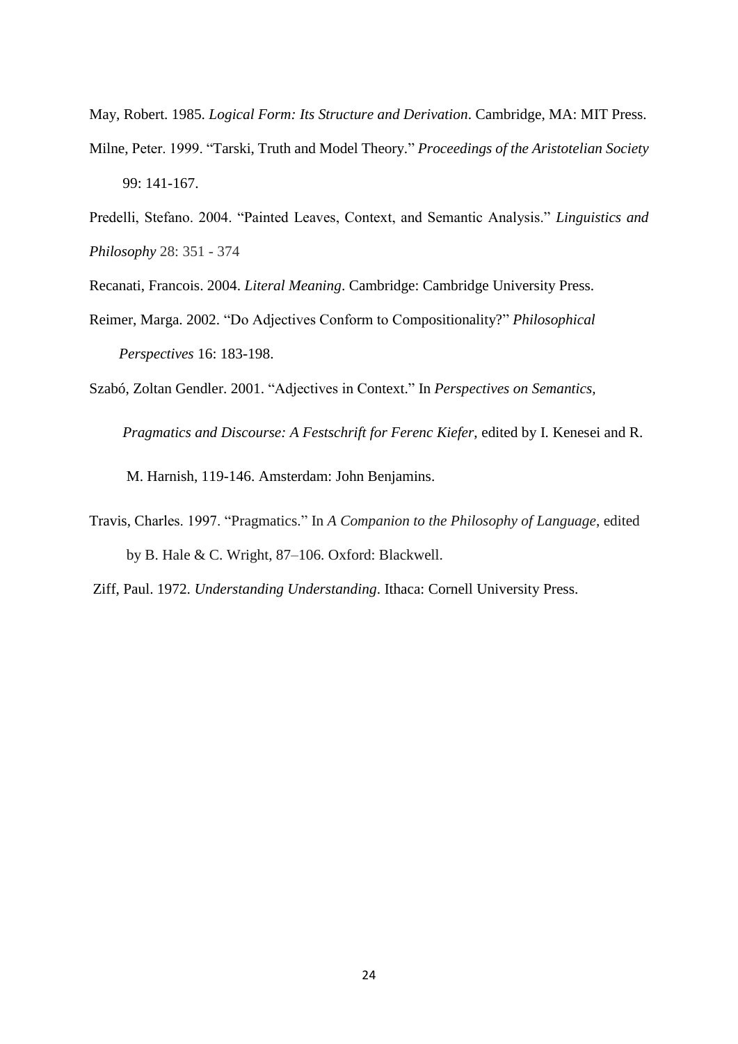May, Robert. 1985. *Logical Form: Its Structure and Derivation*. Cambridge, MA: MIT Press.

Milne, Peter. 1999. "Tarski, Truth and Model Theory." *Proceedings of the Aristotelian Society* 99: 141-167.

Predelli, Stefano. 2004. "Painted Leaves, Context, and Semantic Analysis." *Linguistics and Philosophy* 28: 351 - 374

Recanati, Francois. 2004. *Literal Meaning*. Cambridge: Cambridge University Press.

Reimer, Marga. 2002. "Do Adjectives Conform to Compositionality?" *Philosophical Perspectives* 16: 183-198.

Szabó, Zoltan Gendler. 2001. "Adjectives in Context." In *Perspectives on Semantics, Pragmatics and Discourse: A Festschrift for Ferenc Kiefer*, edited by I. Kenesei and R. M. Harnish, 119-146. Amsterdam: John Benjamins.

Travis, Charles. 1997. "Pragmatics." In *A Companion to the Philosophy of Language*, edited by B. Hale & C. Wright, 87–106. Oxford: Blackwell.

Ziff, Paul. 1972. *Understanding Understanding*. Ithaca: Cornell University Press.